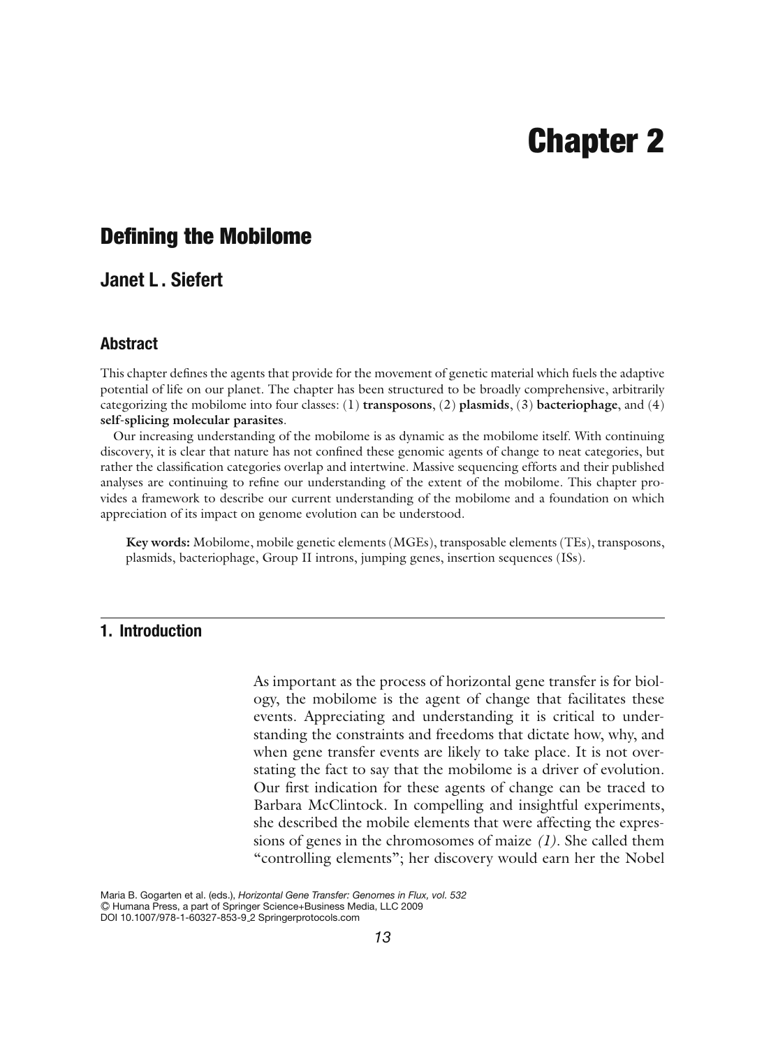# Chapter 2

## Defining the Mobilome

### Janet L. Siefert

### Abstract

This chapter defines the agents that provide for the movement of genetic material which fuels the adaptive potential of life on our planet. The chapter has been structured to be broadly comprehensive, arbitrarily categorizing the mobilome into four classes: (1) **transposons**, (2) **plasmids**, (3) **bacteriophage**, and (4) **self-splicing molecular parasites**.

Our increasing understanding of the mobilome is as dynamic as the mobilome itself. With continuing discovery, it is clear that nature has not confined these genomic agents of change to neat categories, but rather the classification categories overlap and intertwine. Massive sequencing efforts and their published analyses are continuing to refine our understanding of the extent of the mobilome. This chapter provides a framework to describe our current understanding of the mobilome and a foundation on which appreciation of its impact on genome evolution can be understood.

**Key words:** Mobilome, mobile genetic elements (MGEs), transposable elements (TEs), transposons, plasmids, bacteriophage, Group II introns, jumping genes, insertion sequences (ISs).

## 1. Introduction

As important as the process of horizontal gene transfer is for biology, the mobilome is the agent of change that facilitates these events. Appreciating and understanding it is critical to understanding the constraints and freedoms that dictate how, why, and when gene transfer events are likely to take place. It is not overstating the fact to say that the mobilome is a driver of evolution. Our first indication for these agents of change can be traced to Barbara McClintock. In compelling and insightful experiments, she described the mobile elements that were affecting the expressions of genes in the chromosomes of maize *(1)*. She called them "controlling elements"; her discovery would earn her the Nobel

Maria B. Gogarten et al. (eds.), *Horizontal Gene Transfer: Genomes in Flux, vol. 532*
© Humana Press, a part of Springer Science+Business Media, LLC 2009
DOI 10.1007/978-1-60327-853-9_2 Springerprotocols.com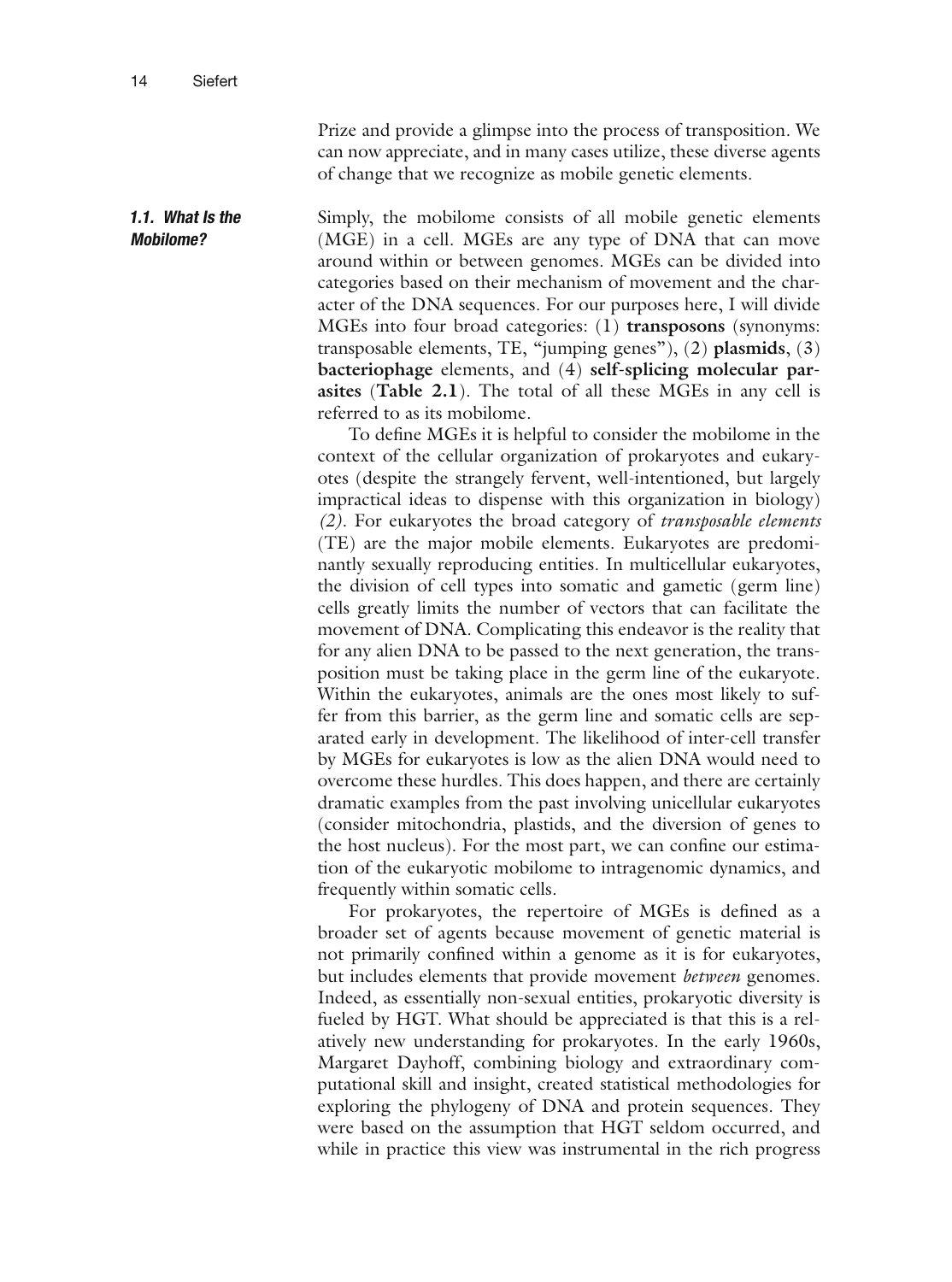Prize and provide a glimpse into the process of transposition. We can now appreciate, and in many cases utilize, these diverse agents of change that we recognize as mobile genetic elements.

### 1.1. What Is the Mobilome?

Simply, the mobilome consists of all mobile genetic elements (MGE) in a cell. MGEs are any type of DNA that can move around within or between genomes. MGEs can be divided into categories based on their mechanism of movement and the character of the DNA sequences. For our purposes here, I will divide MGEs into four broad categories: (1) **transposons** (synonyms: transposable elements, TE, "jumping genes"), (2) **plasmids**, (3) **bacteriophage** elements, and (4) **self-splicing molecular parasites** (**Table 2.1**). The total of all these MGEs in any cell is referred to as its mobilome.

To define MGEs it is helpful to consider the mobilome in the context of the cellular organization of prokaryotes and eukaryotes (despite the strangely fervent, well-intentioned, but largely impractical ideas to dispense with this organization in biology) *(2)*. For eukaryotes the broad category of *transposable elements* (TE) are the major mobile elements. Eukaryotes are predominantly sexually reproducing entities. In multicellular eukaryotes, the division of cell types into somatic and gametic (germ line) cells greatly limits the number of vectors that can facilitate the movement of DNA. Complicating this endeavor is the reality that for any alien DNA to be passed to the next generation, the transposition must be taking place in the germ line of the eukaryote. Within the eukaryotes, animals are the ones most likely to suffer from this barrier, as the germ line and somatic cells are separated early in development. The likelihood of inter-cell transfer by MGEs for eukaryotes is low as the alien DNA would need to overcome these hurdles. This does happen, and there are certainly dramatic examples from the past involving unicellular eukaryotes (consider mitochondria, plastids, and the diversion of genes to the host nucleus). For the most part, we can confine our estimation of the eukaryotic mobilome to intragenomic dynamics, and frequently within somatic cells.

For prokaryotes, the repertoire of MGEs is defined as a broader set of agents because movement of genetic material is not primarily confined within a genome as it is for eukaryotes, but includes elements that provide movement *between* genomes. Indeed, as essentially non-sexual entities, prokaryotic diversity is fueled by HGT. What should be appreciated is that this is a relatively new understanding for prokaryotes. In the early 1960s, Margaret Dayhoff, combining biology and extraordinary computational skill and insight, created statistical methodologies for exploring the phylogeny of DNA and protein sequences. They were based on the assumption that HGT seldom occurred, and while in practice this view was instrumental in the rich progress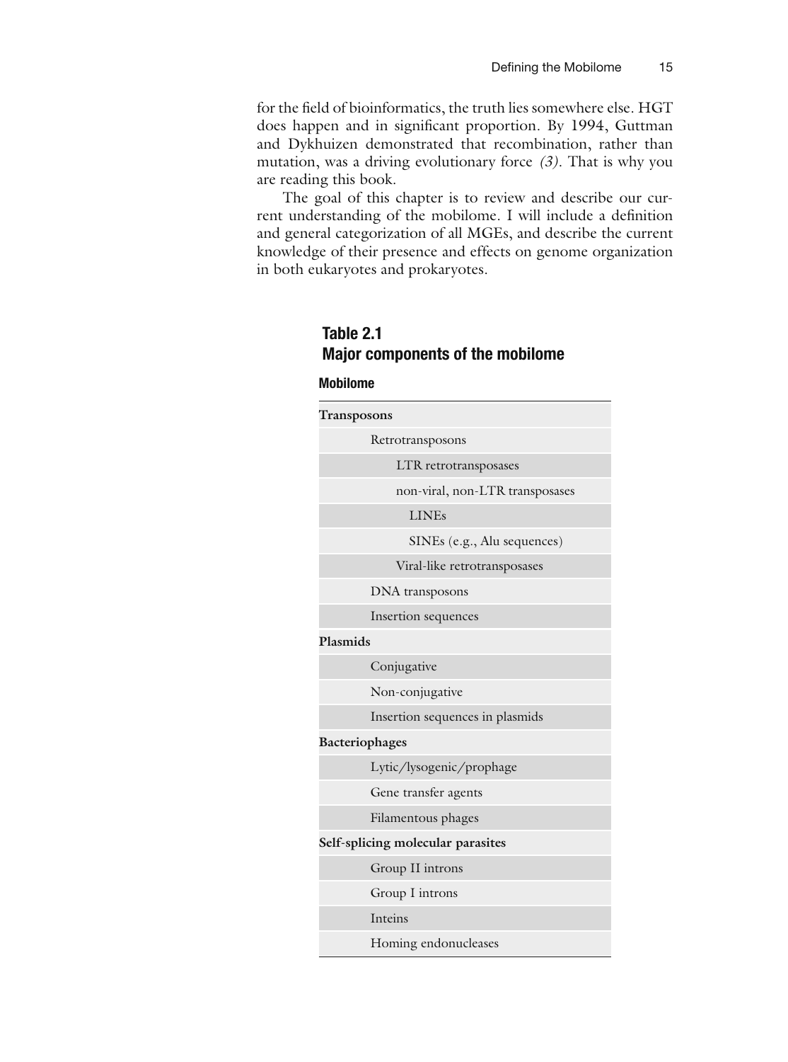for the field of bioinformatics, the truth lies somewhere else. HGT does happen and in significant proportion. By 1994, Guttman and Dykhuizen demonstrated that recombination, rather than mutation, was a driving evolutionary force *(3)*. That is why you are reading this book.

The goal of this chapter is to review and describe our current understanding of the mobilome. I will include a definition and general categorization of all MGEs, and describe the current knowledge of their presence and effects on genome organization in both eukaryotes and prokaryotes.

**Table 2.1**
**Major components of the mobilome**

| Mobilome |
|---|
| **Transposons** |
| Retrotransposons |
| LTR retrotransposases |
| non-viral, non-LTR transposases |
| LINEs |
| SINEs (e.g., Alu sequences) |
| Viral-like retrotransposases |
| DNA transposons |
| Insertion sequences |
| **Plasmids** |
| Conjugative |
| Non-conjugative |
| Insertion sequences in plasmids |
| **Bacteriophages** |
| Lytic/lysogenic/prophage |
| Gene transfer agents |
| Filamentous phages |
| **Self-splicing molecular parasites** |
| Group II introns |
| Group I introns |
| Inteins |
| Homing endonucleases |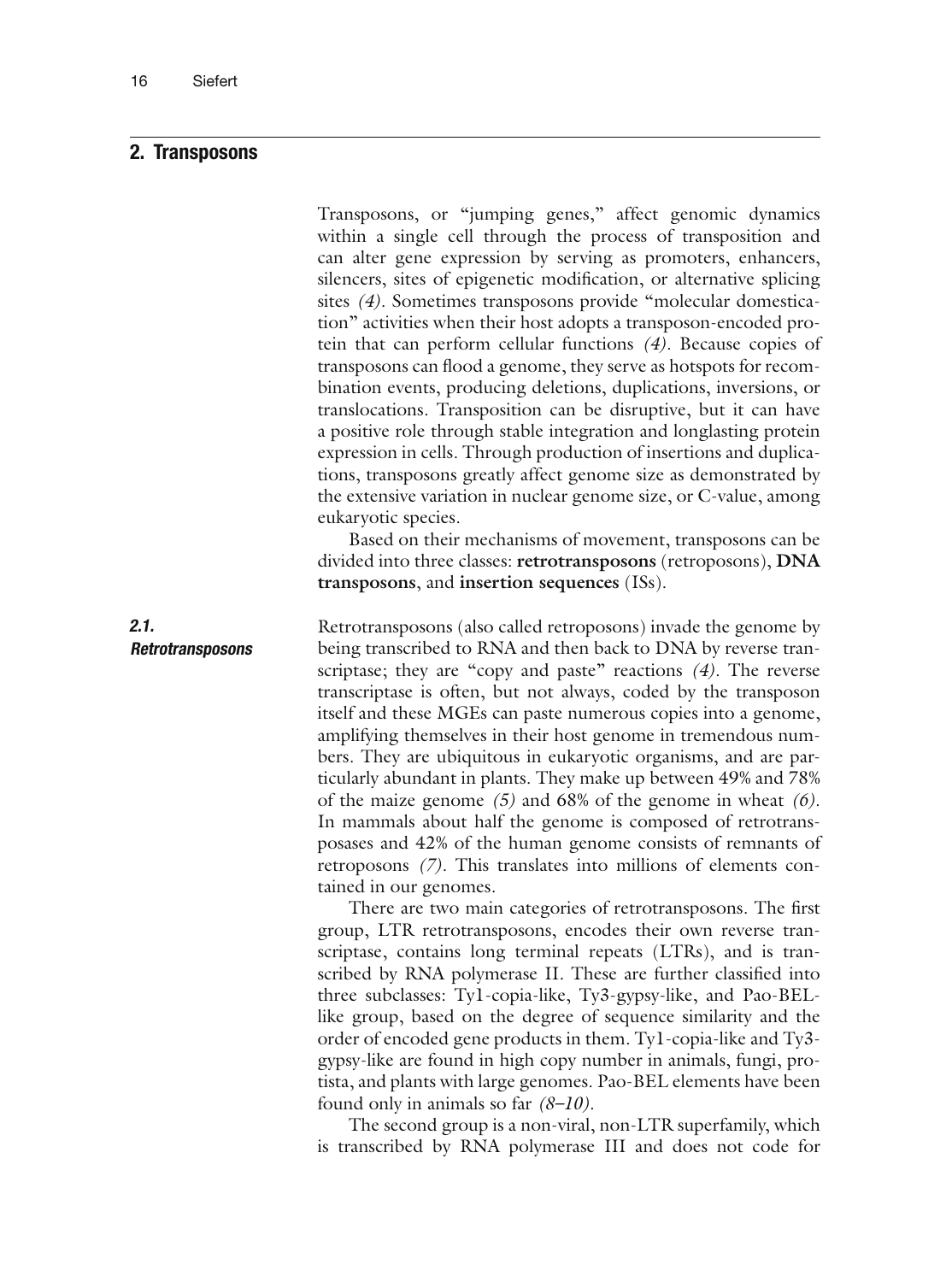## 2. Transposons

Transposons, or "jumping genes," affect genomic dynamics within a single cell through the process of transposition and can alter gene expression by serving as promoters, enhancers, silencers, sites of epigenetic modification, or alternative splicing sites *(4)*. Sometimes transposons provide "molecular domestication" activities when their host adopts a transposon-encoded protein that can perform cellular functions *(4)*. Because copies of transposons can flood a genome, they serve as hotspots for recombination events, producing deletions, duplications, inversions, or translocations. Transposition can be disruptive, but it can have a positive role through stable integration and longlasting protein expression in cells. Through production of insertions and duplications, transposons greatly affect genome size as demonstrated by the extensive variation in nuclear genome size, or C-value, among eukaryotic species.

Based on their mechanisms of movement, transposons can be divided into three classes: **retrotransposons** (retroposons), **DNA transposons**, and **insertion sequences** (ISs).

### *2.1. Retrotransposons*

Retrotransposons (also called retroposons) invade the genome by being transcribed to RNA and then back to DNA by reverse transcriptase; they are "copy and paste" reactions *(4)*. The reverse transcriptase is often, but not always, coded by the transposon itself and these MGEs can paste numerous copies into a genome, amplifying themselves in their host genome in tremendous numbers. They are ubiquitous in eukaryotic organisms, and are particularly abundant in plants. They make up between 49% and 78% of the maize genome *(5)* and 68% of the genome in wheat *(6)*. In mammals about half the genome is composed of retrotransposases and 42% of the human genome consists of remnants of retroposons *(7)*. This translates into millions of elements contained in our genomes.

There are two main categories of retrotransposons. The first group, LTR retrotransposons, encodes their own reverse transcriptase, contains long terminal repeats (LTRs), and is transcribed by RNA polymerase II. These are further classified into three subclasses: Ty1-copia-like, Ty3-gypsy-like, and Pao-BEL-like group, based on the degree of sequence similarity and the order of encoded gene products in them. Ty1-copia-like and Ty3-gypsy-like are found in high copy number in animals, fungi, protista, and plants with large genomes. Pao-BEL elements have been found only in animals so far *(8–10)*.

The second group is a non-viral, non-LTR superfamily, which is transcribed by RNA polymerase III and does not code for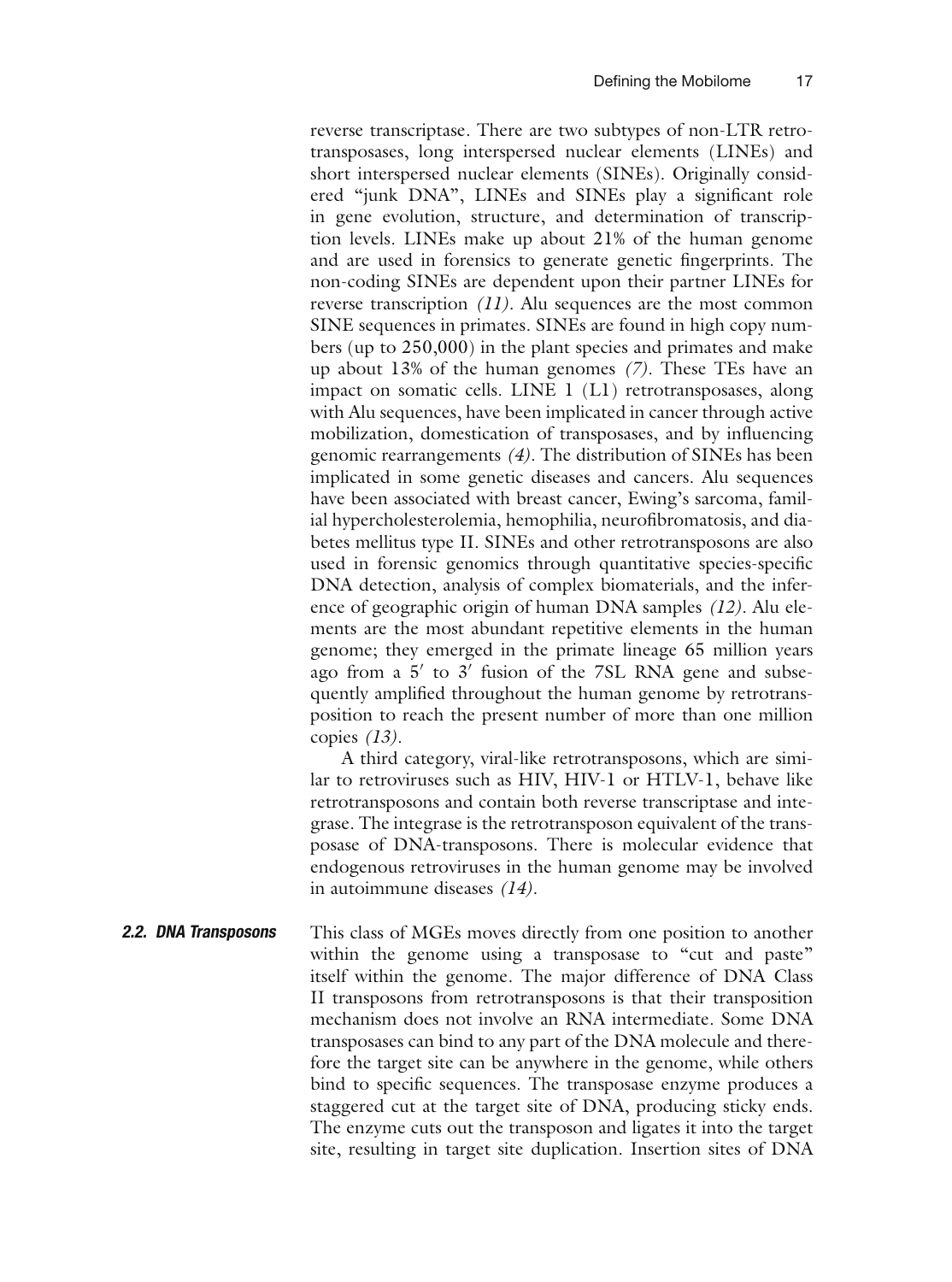reverse transcriptase. There are two subtypes of non-LTR retrotransposases, long interspersed nuclear elements (LINEs) and short interspersed nuclear elements (SINEs). Originally considered "junk DNA", LINEs and SINEs play a significant role in gene evolution, structure, and determination of transcription levels. LINEs make up about 21% of the human genome and are used in forensics to generate genetic fingerprints. The non-coding SINEs are dependent upon their partner LINEs for reverse transcription *(11)*. Alu sequences are the most common SINE sequences in primates. SINEs are found in high copy numbers (up to 250,000) in the plant species and primates and make up about 13% of the human genomes *(7)*. These TEs have an impact on somatic cells. LINE 1 (L1) retrotransposases, along with Alu sequences, have been implicated in cancer through active mobilization, domestication of transposases, and by influencing genomic rearrangements *(4)*. The distribution of SINEs has been implicated in some genetic diseases and cancers. Alu sequences have been associated with breast cancer, Ewing's sarcoma, familial hypercholesterolemia, hemophilia, neurofibromatosis, and diabetes mellitus type II. SINEs and other retrotransposons are also used in forensic genomics through quantitative species-specific DNA detection, analysis of complex biomaterials, and the inference of geographic origin of human DNA samples *(12)*. Alu elements are the most abundant repetitive elements in the human genome; they emerged in the primate lineage 65 million years ago from a 5′ to 3′ fusion of the 7SL RNA gene and subsequently amplified throughout the human genome by retrotransposition to reach the present number of more than one million copies *(13)*.

A third category, viral-like retrotransposons, which are similar to retroviruses such as HIV, HIV-1 or HTLV-1, behave like retrotransposons and contain both reverse transcriptase and integrase. The integrase is the retrotransposon equivalent of the transposase of DNA-transposons. There is molecular evidence that endogenous retroviruses in the human genome may be involved in autoimmune diseases *(14)*.

### 2.2. DNA Transposons

This class of MGEs moves directly from one position to another within the genome using a transposase to "cut and paste" itself within the genome. The major difference of DNA Class II transposons from retrotransposons is that their transposition mechanism does not involve an RNA intermediate. Some DNA transposases can bind to any part of the DNA molecule and therefore the target site can be anywhere in the genome, while others bind to specific sequences. The transposase enzyme produces a staggered cut at the target site of DNA, producing sticky ends. The enzyme cuts out the transposon and ligates it into the target site, resulting in target site duplication. Insertion sites of DNA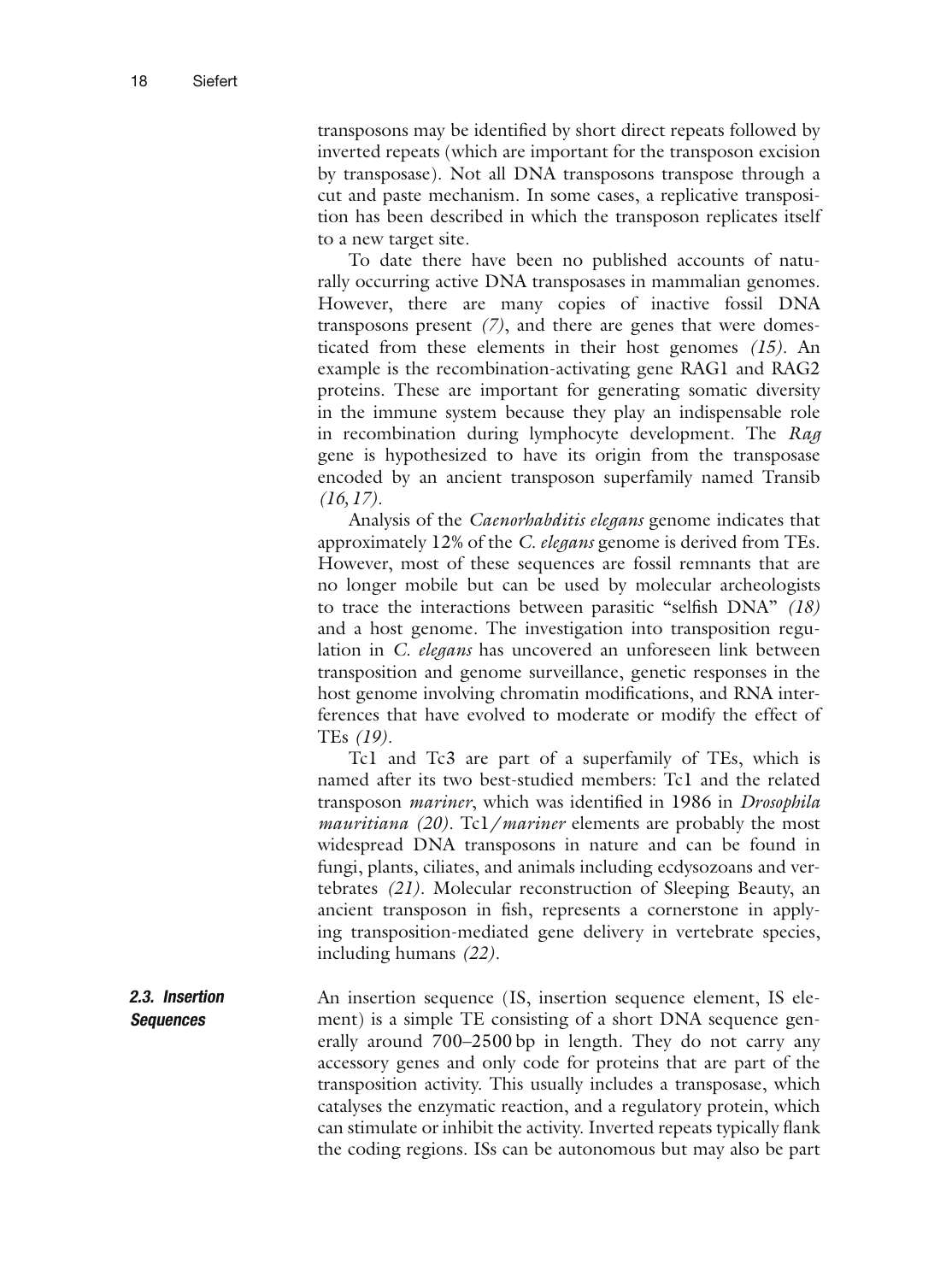transposons may be identified by short direct repeats followed by inverted repeats (which are important for the transposon excision by transposase). Not all DNA transposons transpose through a cut and paste mechanism. In some cases, a replicative transposition has been described in which the transposon replicates itself to a new target site.

To date there have been no published accounts of naturally occurring active DNA transposases in mammalian genomes. However, there are many copies of inactive fossil DNA transposons present *(7)*, and there are genes that were domesticated from these elements in their host genomes *(15)*. An example is the recombination-activating gene RAG1 and RAG2 proteins. These are important for generating somatic diversity in the immune system because they play an indispensable role in recombination during lymphocyte development. The *Rag* gene is hypothesized to have its origin from the transposase encoded by an ancient transposon superfamily named Transib *(16, 17)*.

Analysis of the *Caenorhabditis elegans* genome indicates that approximately 12% of the *C. elegans* genome is derived from TEs. However, most of these sequences are fossil remnants that are no longer mobile but can be used by molecular archeologists to trace the interactions between parasitic "selfish DNA" *(18)* and a host genome. The investigation into transposition regulation in *C. elegans* has uncovered an unforeseen link between transposition and genome surveillance, genetic responses in the host genome involving chromatin modifications, and RNA interferences that have evolved to moderate or modify the effect of TEs *(19)*.

Tc1 and Tc3 are part of a superfamily of TEs, which is named after its two best-studied members: Tc1 and the related transposon *mariner*, which was identified in 1986 in *Drosophila mauritiana (20)*. Tc1/*mariner* elements are probably the most widespread DNA transposons in nature and can be found in fungi, plants, ciliates, and animals including ecdysozoans and vertebrates *(21)*. Molecular reconstruction of Sleeping Beauty, an ancient transposon in fish, represents a cornerstone in applying transposition-mediated gene delivery in vertebrate species, including humans *(22)*.

### *2.3. Insertion Sequences*

An insertion sequence (IS, insertion sequence element, IS element) is a simple TE consisting of a short DNA sequence generally around 700–2500 bp in length. They do not carry any accessory genes and only code for proteins that are part of the transposition activity. This usually includes a transposase, which catalyses the enzymatic reaction, and a regulatory protein, which can stimulate or inhibit the activity. Inverted repeats typically flank the coding regions. ISs can be autonomous but may also be part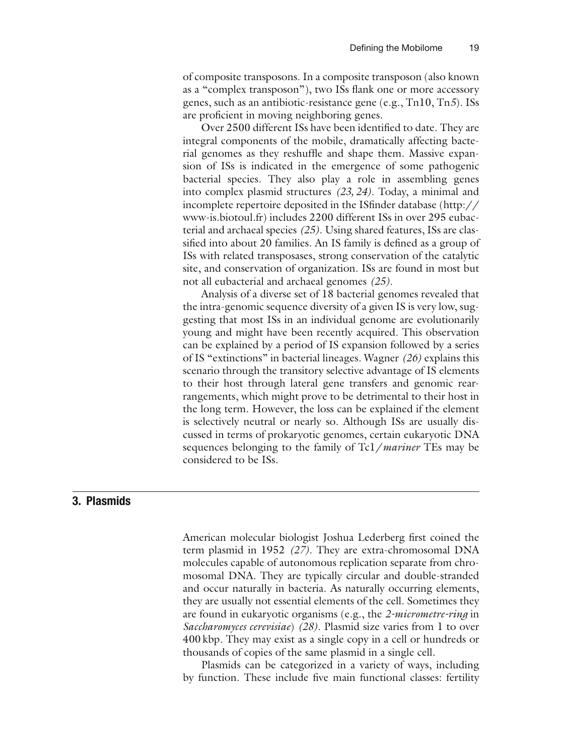of composite transposons. In a composite transposon (also known as a "complex transposon"), two ISs flank one or more accessory genes, such as an antibiotic-resistance gene (e.g., Tn10, Tn5). ISs are proficient in moving neighboring genes.

Over 2500 different ISs have been identified to date. They are integral components of the mobile, dramatically affecting bacterial genomes as they reshuffle and shape them. Massive expansion of ISs is indicated in the emergence of some pathogenic bacterial species. They also play a role in assembling genes into complex plasmid structures *(23, 24)*. Today, a minimal and incomplete repertoire deposited in the ISfinder database (http://www-is.biotoul.fr) includes 2200 different ISs in over 295 eubacterial and archaeal species *(25)*. Using shared features, ISs are classified into about 20 families. An IS family is defined as a group of ISs with related transposases, strong conservation of the catalytic site, and conservation of organization. ISs are found in most but not all eubacterial and archaeal genomes *(25)*.

Analysis of a diverse set of 18 bacterial genomes revealed that the intra-genomic sequence diversity of a given IS is very low, suggesting that most ISs in an individual genome are evolutionarily young and might have been recently acquired. This observation can be explained by a period of IS expansion followed by a series of IS "extinctions" in bacterial lineages. Wagner *(26)* explains this scenario through the transitory selective advantage of IS elements to their host through lateral gene transfers and genomic rearrangements, which might prove to be detrimental to their host in the long term. However, the loss can be explained if the element is selectively neutral or nearly so. Although ISs are usually discussed in terms of prokaryotic genomes, certain eukaryotic DNA sequences belonging to the family of Tc1/*mariner* TEs may be considered to be ISs.

## 3. Plasmids

American molecular biologist Joshua Lederberg first coined the term plasmid in 1952 *(27)*. They are extra-chromosomal DNA molecules capable of autonomous replication separate from chromosomal DNA. They are typically circular and double-stranded and occur naturally in bacteria. As naturally occurring elements, they are usually not essential elements of the cell. Sometimes they are found in eukaryotic organisms (e.g., the *2-micrometre-ring* in *Saccharomyces cerevisiae*) *(28)*. Plasmid size varies from 1 to over 400 kbp. They may exist as a single copy in a cell or hundreds or thousands of copies of the same plasmid in a single cell.

Plasmids can be categorized in a variety of ways, including by function. These include five main functional classes: fertility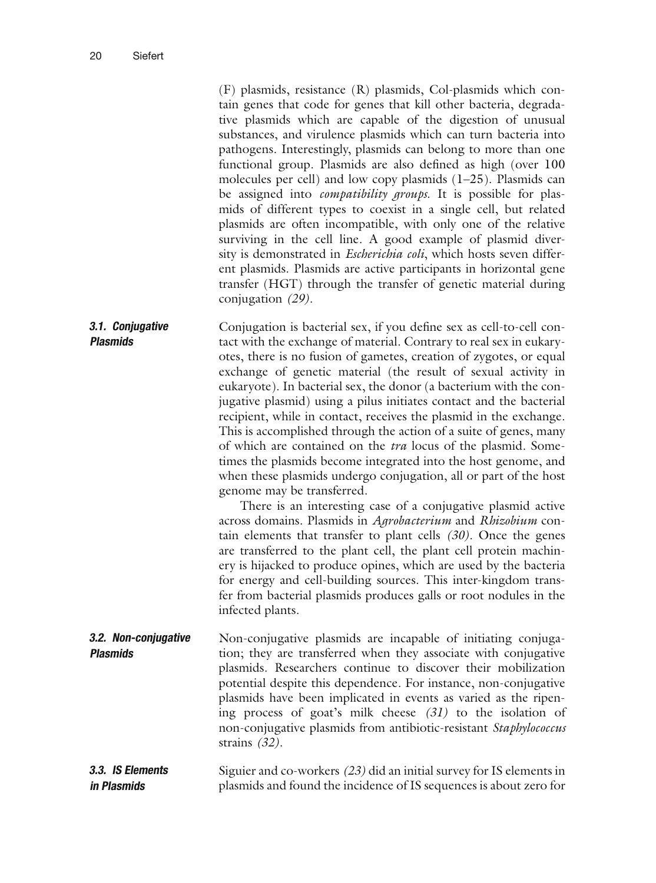(F) plasmids, resistance (R) plasmids, Col-plasmids which contain genes that code for genes that kill other bacteria, degradative plasmids which are capable of the digestion of unusual substances, and virulence plasmids which can turn bacteria into pathogens. Interestingly, plasmids can belong to more than one functional group. Plasmids are also defined as high (over 100 molecules per cell) and low copy plasmids (1–25). Plasmids can be assigned into *compatibility groups.* It is possible for plasmids of different types to coexist in a single cell, but related plasmids are often incompatible, with only one of the relative surviving in the cell line. A good example of plasmid diversity is demonstrated in *Escherichia coli*, which hosts seven different plasmids. Plasmids are active participants in horizontal gene transfer (HGT) through the transfer of genetic material during conjugation *(29)*.

### 3.1. Conjugative Plasmids

Conjugation is bacterial sex, if you define sex as cell-to-cell contact with the exchange of material. Contrary to real sex in eukaryotes, there is no fusion of gametes, creation of zygotes, or equal exchange of genetic material (the result of sexual activity in eukaryote). In bacterial sex, the donor (a bacterium with the conjugative plasmid) using a pilus initiates contact and the bacterial recipient, while in contact, receives the plasmid in the exchange. This is accomplished through the action of a suite of genes, many of which are contained on the *tra* locus of the plasmid. Sometimes the plasmids become integrated into the host genome, and when these plasmids undergo conjugation, all or part of the host genome may be transferred.

There is an interesting case of a conjugative plasmid active across domains. Plasmids in *Agrobacterium* and *Rhizobium* contain elements that transfer to plant cells *(30)*. Once the genes are transferred to the plant cell, the plant cell protein machinery is hijacked to produce opines, which are used by the bacteria for energy and cell-building sources. This inter-kingdom transfer from bacterial plasmids produces galls or root nodules in the infected plants.

### 3.2. Non-conjugative Plasmids

Non-conjugative plasmids are incapable of initiating conjugation; they are transferred when they associate with conjugative plasmids. Researchers continue to discover their mobilization potential despite this dependence. For instance, non-conjugative plasmids have been implicated in events as varied as the ripening process of goat's milk cheese *(31)* to the isolation of non-conjugative plasmids from antibiotic-resistant *Staphylococcus* strains *(32)*.

### 3.3. IS Elements in Plasmids

Siguier and co-workers *(23)* did an initial survey for IS elements in plasmids and found the incidence of IS sequences is about zero for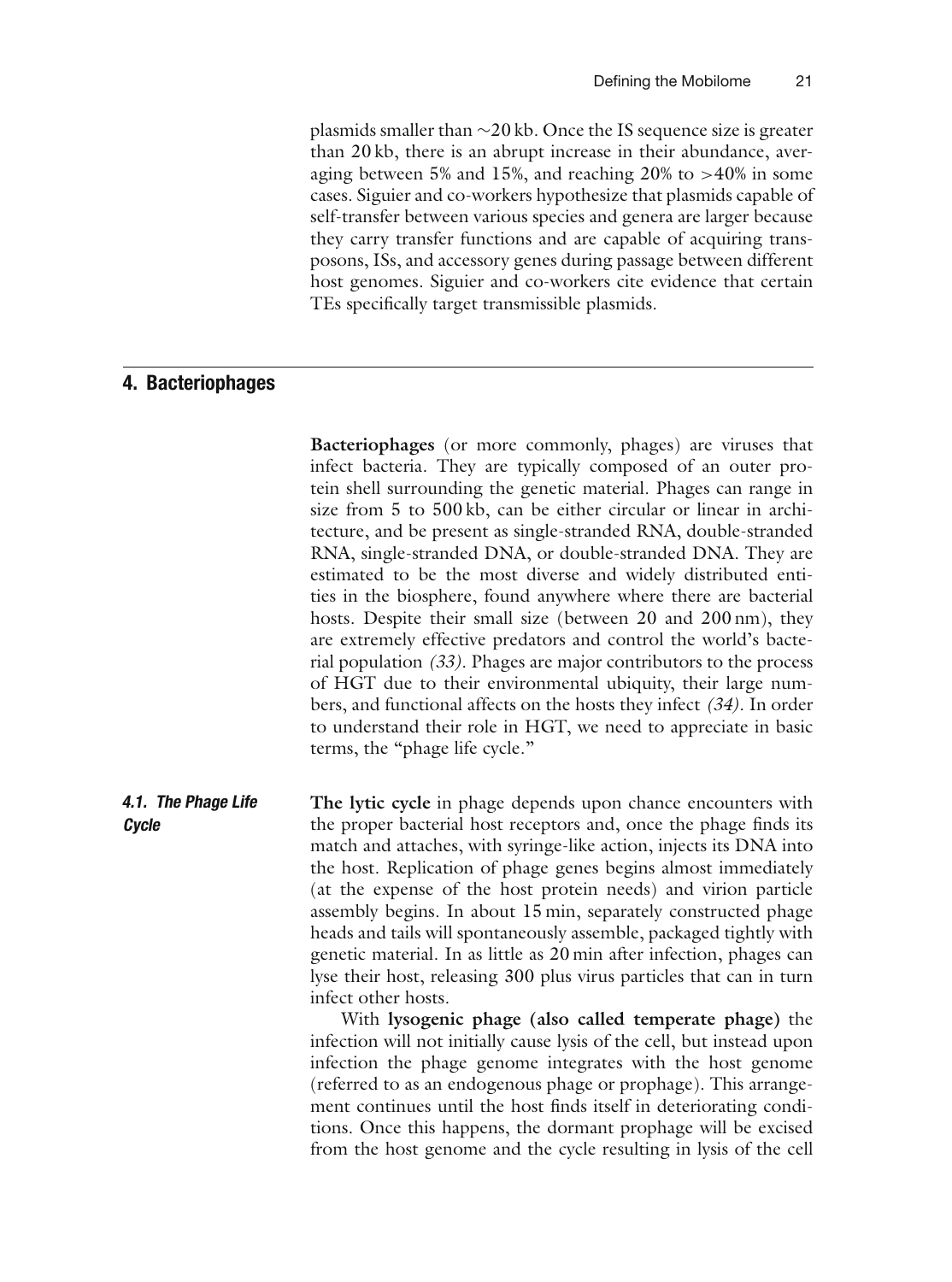plasmids smaller than ~20 kb. Once the IS sequence size is greater than 20 kb, there is an abrupt increase in their abundance, averaging between 5% and 15%, and reaching 20% to >40% in some cases. Siguier and co-workers hypothesize that plasmids capable of self-transfer between various species and genera are larger because they carry transfer functions and are capable of acquiring transposons, ISs, and accessory genes during passage between different host genomes. Siguier and co-workers cite evidence that certain TEs specifically target transmissible plasmids.

## 4. Bacteriophages

**Bacteriophages** (or more commonly, phages) are viruses that infect bacteria. They are typically composed of an outer protein shell surrounding the genetic material. Phages can range in size from 5 to 500 kb, can be either circular or linear in architecture, and be present as single-stranded RNA, double-stranded RNA, single-stranded DNA, or double-stranded DNA. They are estimated to be the most diverse and widely distributed entities in the biosphere, found anywhere where there are bacterial hosts. Despite their small size (between 20 and 200 nm), they are extremely effective predators and control the world's bacterial population *(33)*. Phages are major contributors to the process of HGT due to their environmental ubiquity, their large numbers, and functional affects on the hosts they infect *(34)*. In order to understand their role in HGT, we need to appreciate in basic terms, the "phage life cycle."

### 4.1. The Phage Life Cycle

**The lytic cycle** in phage depends upon chance encounters with the proper bacterial host receptors and, once the phage finds its match and attaches, with syringe-like action, injects its DNA into the host. Replication of phage genes begins almost immediately (at the expense of the host protein needs) and virion particle assembly begins. In about 15 min, separately constructed phage heads and tails will spontaneously assemble, packaged tightly with genetic material. In as little as 20 min after infection, phages can lyse their host, releasing 300 plus virus particles that can in turn infect other hosts.

With **lysogenic phage (also called temperate phage)** the infection will not initially cause lysis of the cell, but instead upon infection the phage genome integrates with the host genome (referred to as an endogenous phage or prophage). This arrangement continues until the host finds itself in deteriorating conditions. Once this happens, the dormant prophage will be excised from the host genome and the cycle resulting in lysis of the cell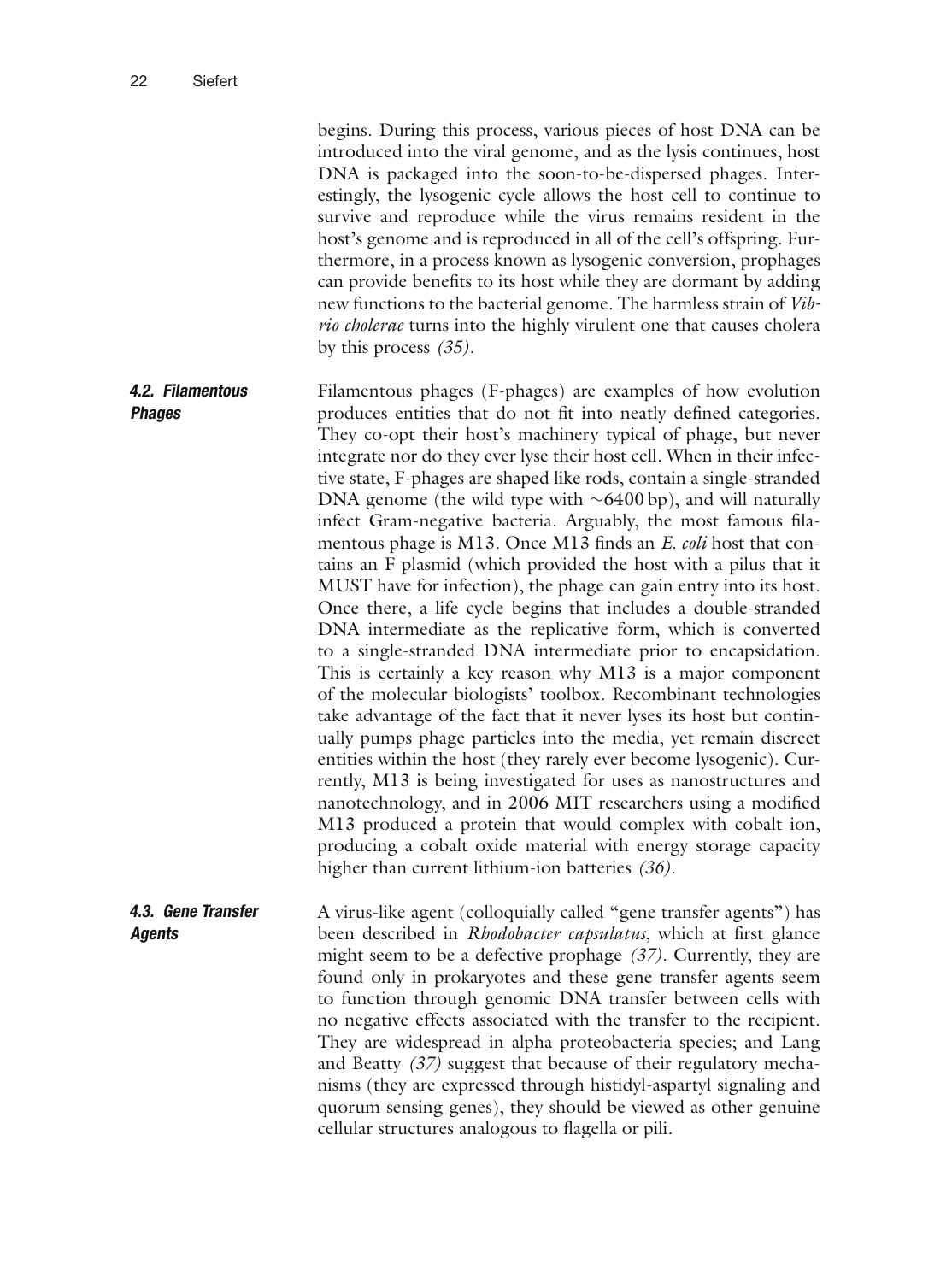begins. During this process, various pieces of host DNA can be introduced into the viral genome, and as the lysis continues, host DNA is packaged into the soon-to-be-dispersed phages. Interestingly, the lysogenic cycle allows the host cell to continue to survive and reproduce while the virus remains resident in the host's genome and is reproduced in all of the cell's offspring. Furthermore, in a process known as lysogenic conversion, prophages can provide benefits to its host while they are dormant by adding new functions to the bacterial genome. The harmless strain of *Vibrio cholerae* turns into the highly virulent one that causes cholera by this process *(35)*.

### 4.2. Filamentous Phages

Filamentous phages (F-phages) are examples of how evolution produces entities that do not fit into neatly defined categories. They co-opt their host's machinery typical of phage, but never integrate nor do they ever lyse their host cell. When in their infective state, F-phages are shaped like rods, contain a single-stranded DNA genome (the wild type with ~6400 bp), and will naturally infect Gram-negative bacteria. Arguably, the most famous filamentous phage is M13. Once M13 finds an *E. coli* host that contains an F plasmid (which provided the host with a pilus that it MUST have for infection), the phage can gain entry into its host. Once there, a life cycle begins that includes a double-stranded DNA intermediate as the replicative form, which is converted to a single-stranded DNA intermediate prior to encapsidation. This is certainly a key reason why M13 is a major component of the molecular biologists' toolbox. Recombinant technologies take advantage of the fact that it never lyses its host but continually pumps phage particles into the media, yet remain discreet entities within the host (they rarely ever become lysogenic). Currently, M13 is being investigated for uses as nanostructures and nanotechnology, and in 2006 MIT researchers using a modified M13 produced a protein that would complex with cobalt ion, producing a cobalt oxide material with energy storage capacity higher than current lithium-ion batteries *(36)*.

### 4.3. Gene Transfer Agents

A virus-like agent (colloquially called "gene transfer agents") has been described in *Rhodobacter capsulatus*, which at first glance might seem to be a defective prophage *(37)*. Currently, they are found only in prokaryotes and these gene transfer agents seem to function through genomic DNA transfer between cells with no negative effects associated with the transfer to the recipient. They are widespread in alpha proteobacteria species; and Lang and Beatty *(37)* suggest that because of their regulatory mechanisms (they are expressed through histidyl-aspartyl signaling and quorum sensing genes), they should be viewed as other genuine cellular structures analogous to flagella or pili.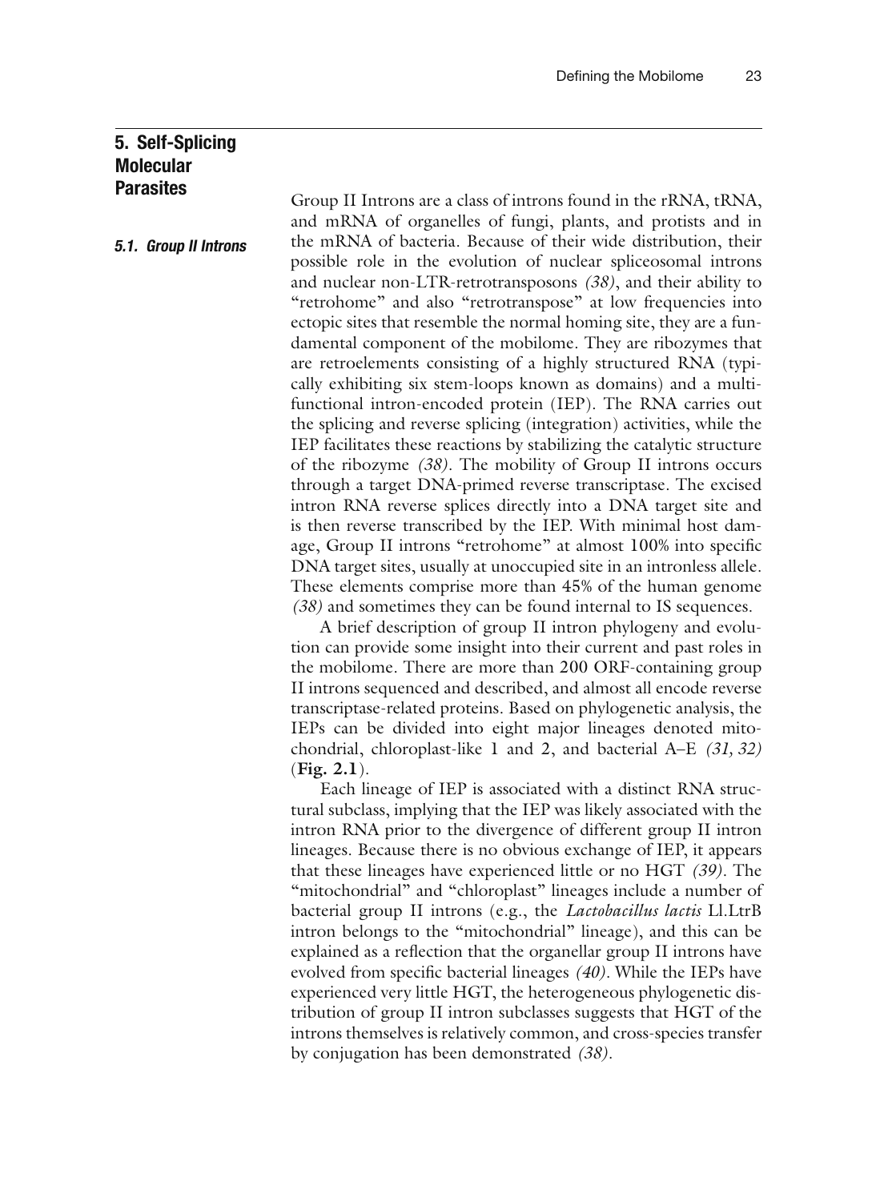## 5. Self-Splicing Molecular Parasites

### 5.1. Group II Introns

Group II Introns are a class of introns found in the rRNA, tRNA, and mRNA of organelles of fungi, plants, and protists and in the mRNA of bacteria. Because of their wide distribution, their possible role in the evolution of nuclear spliceosomal introns and nuclear non-LTR-retrotransposons *(38)*, and their ability to "retrohome" and also "retrotranspose" at low frequencies into ectopic sites that resemble the normal homing site, they are a fundamental component of the mobilome. They are ribozymes that are retroelements consisting of a highly structured RNA (typically exhibiting six stem-loops known as domains) and a multifunctional intron-encoded protein (IEP). The RNA carries out the splicing and reverse splicing (integration) activities, while the IEP facilitates these reactions by stabilizing the catalytic structure of the ribozyme *(38)*. The mobility of Group II introns occurs through a target DNA-primed reverse transcriptase. The excised intron RNA reverse splices directly into a DNA target site and is then reverse transcribed by the IEP. With minimal host damage, Group II introns "retrohome" at almost 100% into specific DNA target sites, usually at unoccupied site in an intronless allele. These elements comprise more than 45% of the human genome *(38)* and sometimes they can be found internal to IS sequences.

A brief description of group II intron phylogeny and evolution can provide some insight into their current and past roles in the mobilome. There are more than 200 ORF-containing group II introns sequenced and described, and almost all encode reverse transcriptase-related proteins. Based on phylogenetic analysis, the IEPs can be divided into eight major lineages denoted mitochondrial, chloroplast-like 1 and 2, and bacterial A–E *(31, 32)* (**Fig. 2.1**).

Each lineage of IEP is associated with a distinct RNA structural subclass, implying that the IEP was likely associated with the intron RNA prior to the divergence of different group II intron lineages. Because there is no obvious exchange of IEP, it appears that these lineages have experienced little or no HGT *(39)*. The "mitochondrial" and "chloroplast" lineages include a number of bacterial group II introns (e.g., the *Lactobacillus lactis* Ll.LtrB intron belongs to the "mitochondrial" lineage), and this can be explained as a reflection that the organellar group II introns have evolved from specific bacterial lineages *(40)*. While the IEPs have experienced very little HGT, the heterogeneous phylogenetic distribution of group II intron subclasses suggests that HGT of the introns themselves is relatively common, and cross-species transfer by conjugation has been demonstrated *(38)*.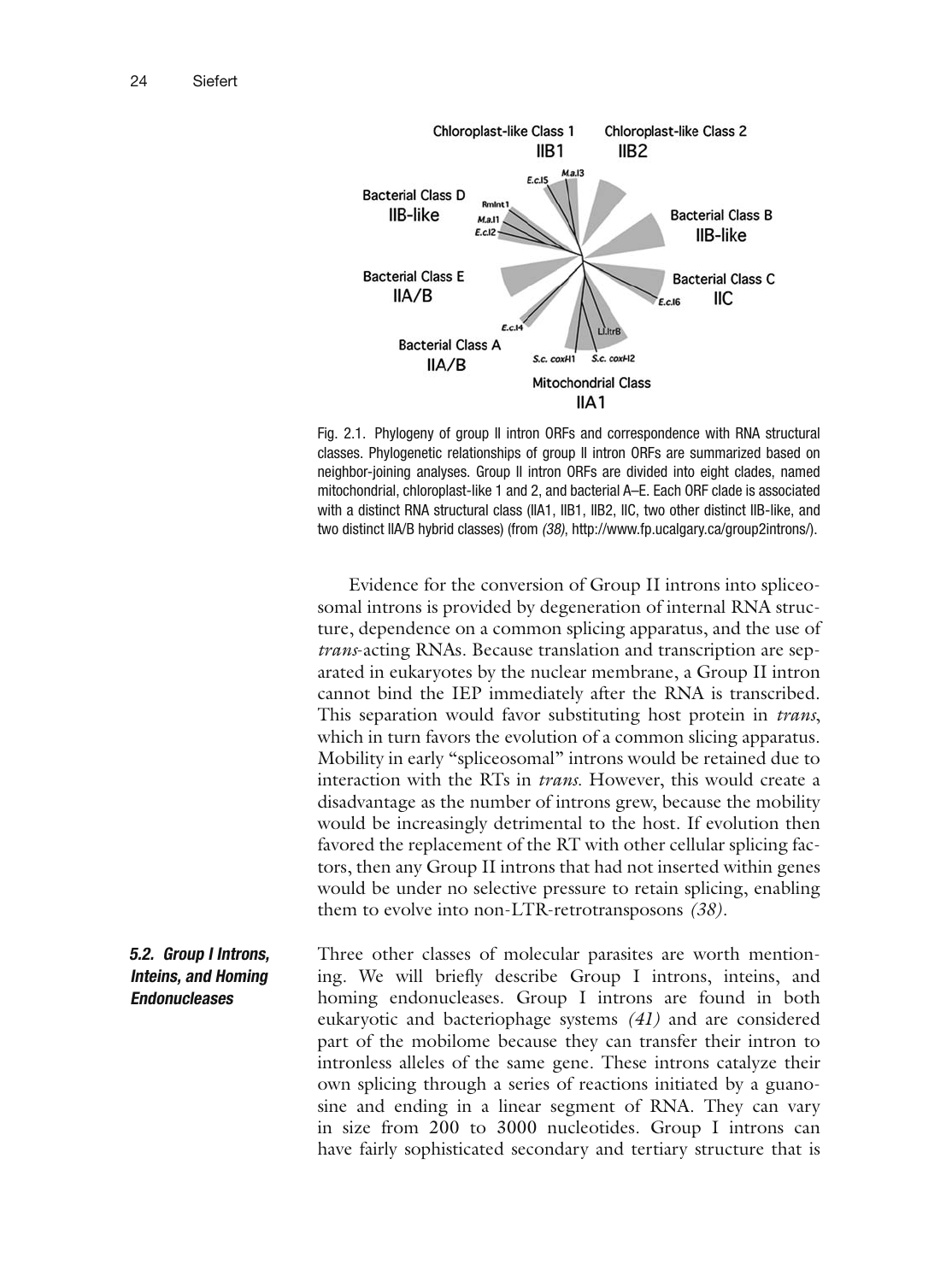Fig. 2.1. Phylogeny of group II intron ORFs and correspondence with RNA structural classes. Phylogenetic relationships of group II intron ORFs are summarized based on neighbor-joining analyses. Group II intron ORFs are divided into eight clades, named mitochondrial, chloroplast-like 1 and 2, and bacterial A–E. Each ORF clade is associated with a distinct RNA structural class (IIA1, IIB1, IIB2, IIC, two other distinct IIB-like, and two distinct IIA/B hybrid classes) (from *(38)*, http://www.fp.ucalgary.ca/group2introns/).

Evidence for the conversion of Group II introns into spliceosomal introns is provided by degeneration of internal RNA structure, dependence on a common splicing apparatus, and the use of *trans*-acting RNAs. Because translation and transcription are separated in eukaryotes by the nuclear membrane, a Group II intron cannot bind the IEP immediately after the RNA is transcribed. This separation would favor substituting host protein in *trans*, which in turn favors the evolution of a common slicing apparatus. Mobility in early "spliceosomal" introns would be retained due to interaction with the RTs in *trans*. However, this would create a disadvantage as the number of introns grew, because the mobility would be increasingly detrimental to the host. If evolution then favored the replacement of the RT with other cellular splicing factors, then any Group II introns that had not inserted within genes would be under no selective pressure to retain splicing, enabling them to evolve into non-LTR-retrotransposons *(38)*.

### *5.2. Group I Introns, Inteins, and Homing Endonucleases*

Three other classes of molecular parasites are worth mentioning. We will briefly describe Group I introns, inteins, and homing endonucleases. Group I introns are found in both eukaryotic and bacteriophage systems *(41)* and are considered part of the mobilome because they can transfer their intron to intronless alleles of the same gene. These introns catalyze their own splicing through a series of reactions initiated by a guanosine and ending in a linear segment of RNA. They can vary in size from 200 to 3000 nucleotides. Group I introns can have fairly sophisticated secondary and tertiary structure that is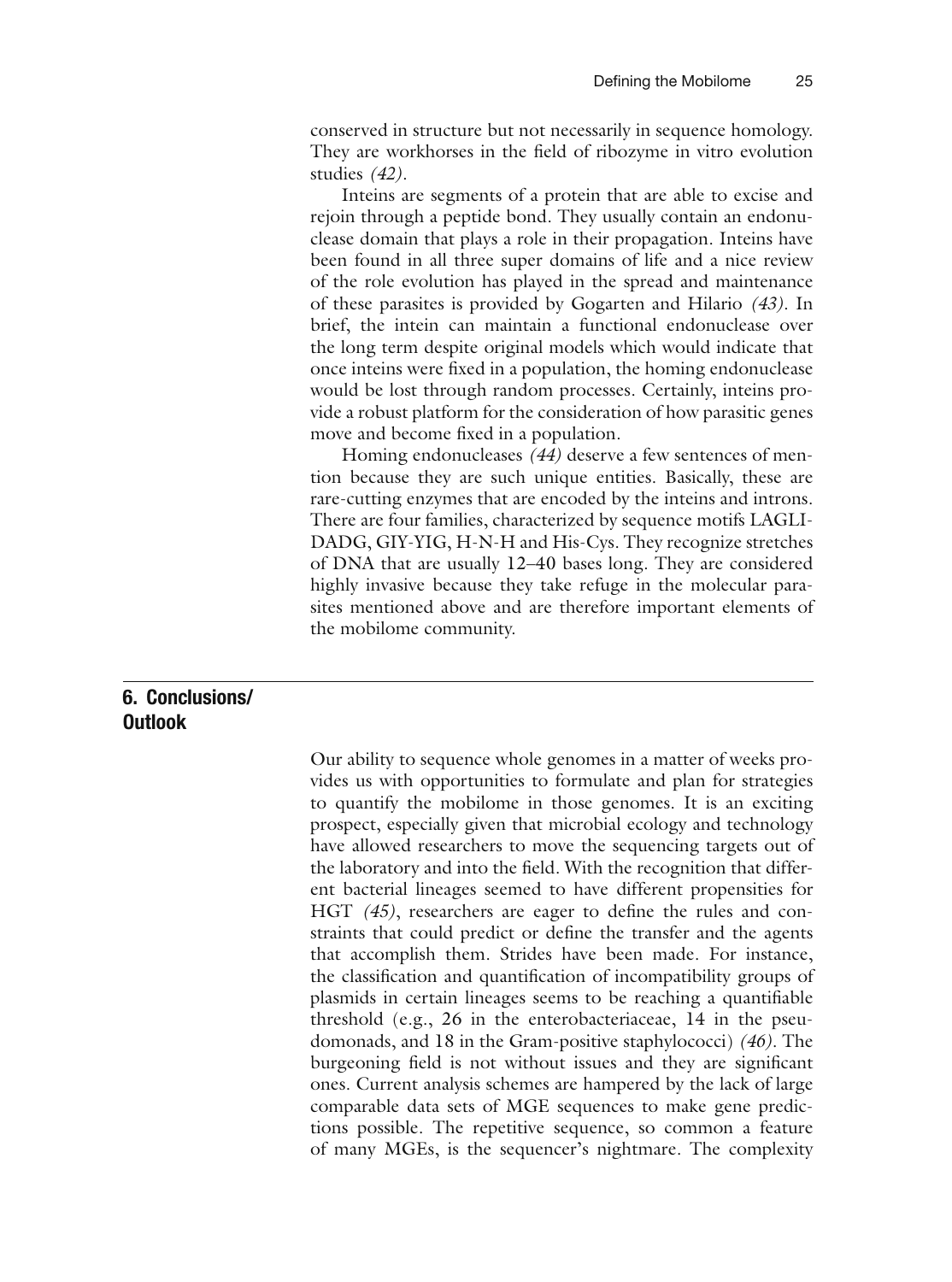conserved in structure but not necessarily in sequence homology. They are workhorses in the field of ribozyme in vitro evolution studies *(42)*.

Inteins are segments of a protein that are able to excise and rejoin through a peptide bond. They usually contain an endonuclease domain that plays a role in their propagation. Inteins have been found in all three super domains of life and a nice review of the role evolution has played in the spread and maintenance of these parasites is provided by Gogarten and Hilario *(43)*. In brief, the intein can maintain a functional endonuclease over the long term despite original models which would indicate that once inteins were fixed in a population, the homing endonuclease would be lost through random processes. Certainly, inteins provide a robust platform for the consideration of how parasitic genes move and become fixed in a population.

Homing endonucleases *(44)* deserve a few sentences of mention because they are such unique entities. Basically, these are rare-cutting enzymes that are encoded by the inteins and introns. There are four families, characterized by sequence motifs LAGLI-DADG, GIY-YIG, H-N-H and His-Cys. They recognize stretches of DNA that are usually 12–40 bases long. They are considered highly invasive because they take refuge in the molecular parasites mentioned above and are therefore important elements of the mobilome community.

## 6. Conclusions/ Outlook

Our ability to sequence whole genomes in a matter of weeks provides us with opportunities to formulate and plan for strategies to quantify the mobilome in those genomes. It is an exciting prospect, especially given that microbial ecology and technology have allowed researchers to move the sequencing targets out of the laboratory and into the field. With the recognition that different bacterial lineages seemed to have different propensities for HGT *(45)*, researchers are eager to define the rules and constraints that could predict or define the transfer and the agents that accomplish them. Strides have been made. For instance, the classification and quantification of incompatibility groups of plasmids in certain lineages seems to be reaching a quantifiable threshold (e.g., 26 in the enterobacteriaceae, 14 in the pseudomonads, and 18 in the Gram-positive staphylococci) *(46)*. The burgeoning field is not without issues and they are significant ones. Current analysis schemes are hampered by the lack of large comparable data sets of MGE sequences to make gene predictions possible. The repetitive sequence, so common a feature of many MGEs, is the sequencer's nightmare. The complexity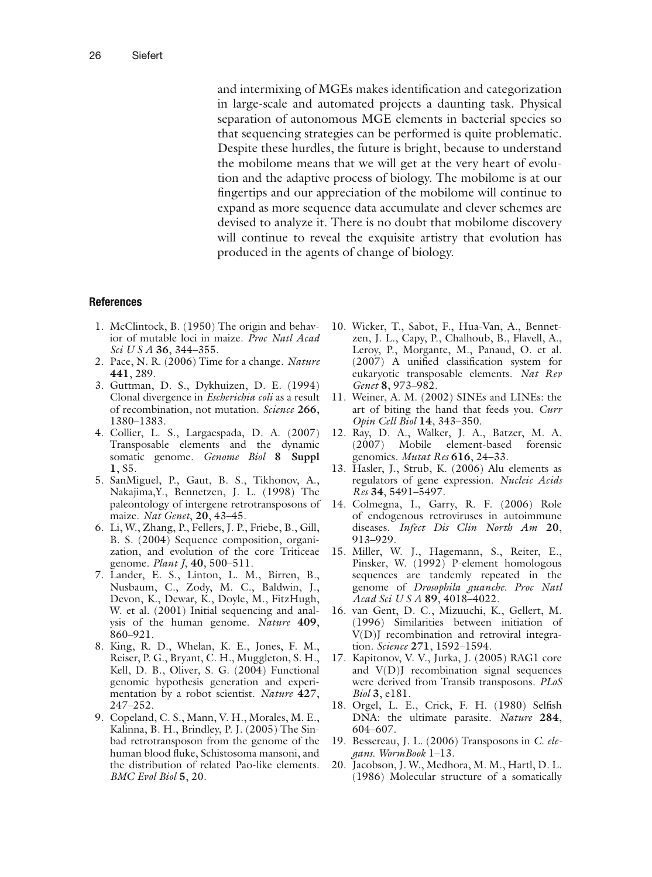and intermixing of MGEs makes identification and categorization in large-scale and automated projects a daunting task. Physical separation of autonomous MGE elements in bacterial species so that sequencing strategies can be performed is quite problematic. Despite these hurdles, the future is bright, because to understand the mobilome means that we will get at the very heart of evolution and the adaptive process of biology. The mobilome is at our fingertips and our appreciation of the mobilome will continue to expand as more sequence data accumulate and clever schemes are devised to analyze it. There is no doubt that mobilome discovery will continue to reveal the exquisite artistry that evolution has produced in the agents of change of biology.

## References

1. McClintock, B. (1950) The origin and behavior of mutable loci in maize. *Proc Natl Acad Sci U S A* **36**, 344–355.
2. Pace, N. R. (2006) Time for a change. *Nature* **441**, 289.
3. Guttman, D. S., Dykhuizen, D. E. (1994) Clonal divergence in *Escherichia coli* as a result of recombination, not mutation. *Science* **266**, 1380–1383.
4. Collier, L. S., Largaespada, D. A. (2007) Transposable elements and the dynamic somatic genome. *Genome Biol* **8** **Suppl 1**, S5.
5. SanMiguel, P., Gaut, B. S., Tikhonov, A., Nakajima,Y., Bennetzen, J. L. (1998) The paleontology of intergene retrotransposons of maize. *Nat Genet*, **20**, 43–45.
6. Li, W., Zhang, P., Fellers, J. P., Friebe, B., Gill, B. S. (2004) Sequence composition, organization, and evolution of the core Triticeae genome. *Plant J*, **40**, 500–511.
7. Lander, E. S., Linton, L. M., Birren, B., Nusbaum, C., Zody, M. C., Baldwin, J., Devon, K., Dewar, K., Doyle, M., FitzHugh, W. et al. (2001) Initial sequencing and analysis of the human genome. *Nature* **409**, 860–921.
8. King, R. D., Whelan, K. E., Jones, F. M., Reiser, P. G., Bryant, C. H., Muggleton, S. H., Kell, D. B., Oliver, S. G. (2004) Functional genomic hypothesis generation and experimentation by a robot scientist. *Nature* **427**, 247–252.
9. Copeland, C. S., Mann, V. H., Morales, M. E., Kalinna, B. H., Brindley, P. J. (2005) The Sinbad retrotransposon from the genome of the human blood fluke, Schistosoma mansoni, and the distribution of related Pao-like elements. *BMC Evol Biol* **5**, 20.
10. Wicker, T., Sabot, F., Hua-Van, A., Bennetzen, J. L., Capy, P., Chalhoub, B., Flavell, A., Leroy, P., Morgante, M., Panaud, O. et al. (2007) A unified classification system for eukaryotic transposable elements. *Nat Rev Genet* **8**, 973–982.
11. Weiner, A. M. (2002) SINEs and LINEs: the art of biting the hand that feeds you. *Curr Opin Cell Biol* **14**, 343–350.
12. Ray, D. A., Walker, J. A., Batzer, M. A. (2007) Mobile element-based forensic genomics. *Mutat Res* **616**, 24–33.
13. Hasler, J., Strub, K. (2006) Alu elements as regulators of gene expression. *Nucleic Acids Res* **34**, 5491–5497.
14. Colmegna, I., Garry, R. F. (2006) Role of endogenous retroviruses in autoimmune diseases. *Infect Dis Clin North Am* **20**, 913–929.
15. Miller, W. J., Hagemann, S., Reiter, E., Pinsker, W. (1992) P-element homologous sequences are tandemly repeated in the genome of *Drosophila guanche*. *Proc Natl Acad Sci U S A* **89**, 4018–4022.
16. van Gent, D. C., Mizuuchi, K., Gellert, M. (1996) Similarities between initiation of V(D)J recombination and retroviral integration. *Science* **271**, 1592–1594.
17. Kapitonov, V. V., Jurka, J. (2005) RAG1 core and V(D)J recombination signal sequences were derived from Transib transposons. *PLoS Biol* **3**, e181.
18. Orgel, L. E., Crick, F. H. (1980) Selfish DNA: the ultimate parasite. *Nature* **284**, 604–607.
19. Bessereau, J. L. (2006) Transposons in *C. elegans*. *WormBook* 1–13.
20. Jacobson, J. W., Medhora, M. M., Hartl, D. L. (1986) Molecular structure of a somatically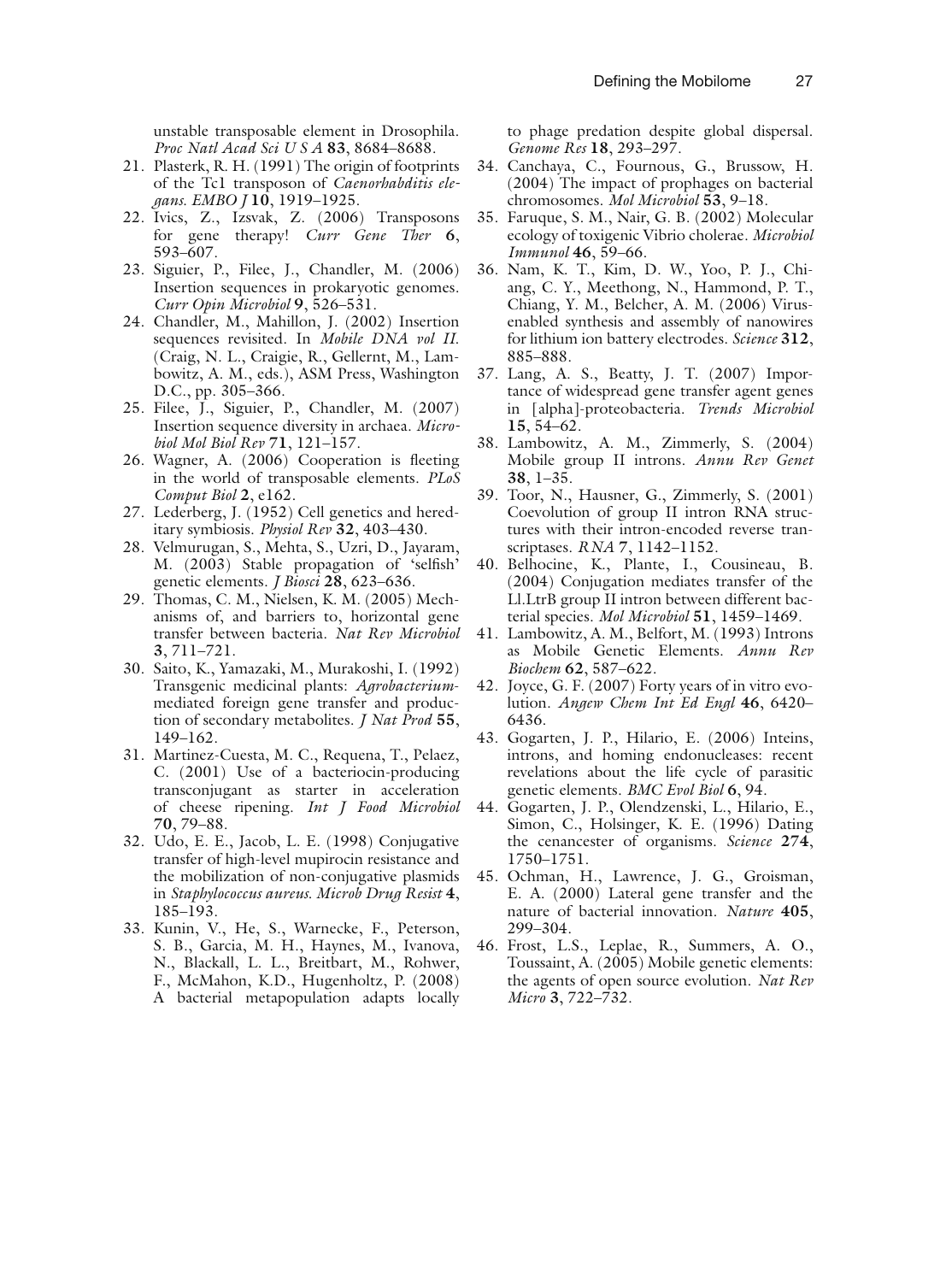unstable transposable element in Drosophila. *Proc Natl Acad Sci U S A* **83**, 8684–8688.

21. Plasterk, R. H. (1991) The origin of footprints of the Tc1 transposon of *Caenorhabditis elegans. EMBO J* **10**, 1919–1925.
22. Ivics, Z., Izsvak, Z. (2006) Transposons for gene therapy! *Curr Gene Ther* **6**, 593–607.
23. Siguier, P., Filee, J., Chandler, M. (2006) Insertion sequences in prokaryotic genomes. *Curr Opin Microbiol* **9**, 526–531.
24. Chandler, M., Mahillon, J. (2002) Insertion sequences revisited. In *Mobile DNA vol II*. (Craig, N. L., Craigie, R., Gellernt, M., Lambowitz, A. M., eds.), ASM Press, Washington D.C., pp. 305–366.
25. Filee, J., Siguier, P., Chandler, M. (2007) Insertion sequence diversity in archaea. *Microbiol Mol Biol Rev* **71**, 121–157.
26. Wagner, A. (2006) Cooperation is fleeting in the world of transposable elements. *PLoS Comput Biol* **2**, e162.
27. Lederberg, J. (1952) Cell genetics and hereditary symbiosis. *Physiol Rev* **32**, 403–430.
28. Velmurugan, S., Mehta, S., Uzri, D., Jayaram, M. (2003) Stable propagation of 'selfish' genetic elements. *J Biosci* **28**, 623–636.
29. Thomas, C. M., Nielsen, K. M. (2005) Mechanisms of, and barriers to, horizontal gene transfer between bacteria. *Nat Rev Microbiol* **3**, 711–721.
30. Saito, K., Yamazaki, M., Murakoshi, I. (1992) Transgenic medicinal plants: *Agrobacterium*-mediated foreign gene transfer and production of secondary metabolites. *J Nat Prod* **55**, 149–162.
31. Martinez-Cuesta, M. C., Requena, T., Pelaez, C. (2001) Use of a bacteriocin-producing transconjugant as starter in acceleration of cheese ripening. *Int J Food Microbiol* **70**, 79–88.
32. Udo, E. E., Jacob, L. E. (1998) Conjugative transfer of high-level mupirocin resistance and the mobilization of non-conjugative plasmids in *Staphylococcus aureus. Microb Drug Resist* **4**, 185–193.
33. Kunin, V., He, S., Warnecke, F., Peterson, S. B., Garcia, M. H., Haynes, M., Ivanova, N., Blackall, L. L., Breitbart, M., Rohwer, F., McMahon, K.D., Hugenholtz, P. (2008) A bacterial metapopulation adapts locally to phage predation despite global dispersal. *Genome Res* **18**, 293–297.
34. Canchaya, C., Fournous, G., Brussow, H. (2004) The impact of prophages on bacterial chromosomes. *Mol Microbiol* **53**, 9–18.
35. Faruque, S. M., Nair, G. B. (2002) Molecular ecology of toxigenic Vibrio cholerae. *Microbiol Immunol* **46**, 59–66.
36. Nam, K. T., Kim, D. W., Yoo, P. J., Chiang, C. Y., Meethong, N., Hammond, P. T., Chiang, Y. M., Belcher, A. M. (2006) Virus-enabled synthesis and assembly of nanowires for lithium ion battery electrodes. *Science* **312**, 885–888.
37. Lang, A. S., Beatty, J. T. (2007) Importance of widespread gene transfer agent genes in [alpha]-proteobacteria. *Trends Microbiol* **15**, 54–62.
38. Lambowitz, A. M., Zimmerly, S. (2004) Mobile group II introns. *Annu Rev Genet* **38**, 1–35.
39. Toor, N., Hausner, G., Zimmerly, S. (2001) Coevolution of group II intron RNA structures with their intron-encoded reverse transcriptases. *RNA* **7**, 1142–1152.
40. Belhocine, K., Plante, I., Cousineau, B. (2004) Conjugation mediates transfer of the Ll.LtrB group II intron between different bacterial species. *Mol Microbiol* **51**, 1459–1469.
41. Lambowitz, A. M., Belfort, M. (1993) Introns as Mobile Genetic Elements. *Annu Rev Biochem* **62**, 587–622.
42. Joyce, G. F. (2007) Forty years of in vitro evolution. *Angew Chem Int Ed Engl* **46**, 6420–6436.
43. Gogarten, J. P., Hilario, E. (2006) Inteins, introns, and homing endonucleases: recent revelations about the life cycle of parasitic genetic elements. *BMC Evol Biol* **6**, 94.
44. Gogarten, J. P., Olendzenski, L., Hilario, E., Simon, C., Holsinger, K. E. (1996) Dating the cenancester of organisms. *Science* **274**, 1750–1751.
45. Ochman, H., Lawrence, J. G., Groisman, E. A. (2000) Lateral gene transfer and the nature of bacterial innovation. *Nature* **405**, 299–304.
46. Frost, L.S., Leplae, R., Summers, A. O., Toussaint, A. (2005) Mobile genetic elements: the agents of open source evolution. *Nat Rev Micro* **3**, 722–732.